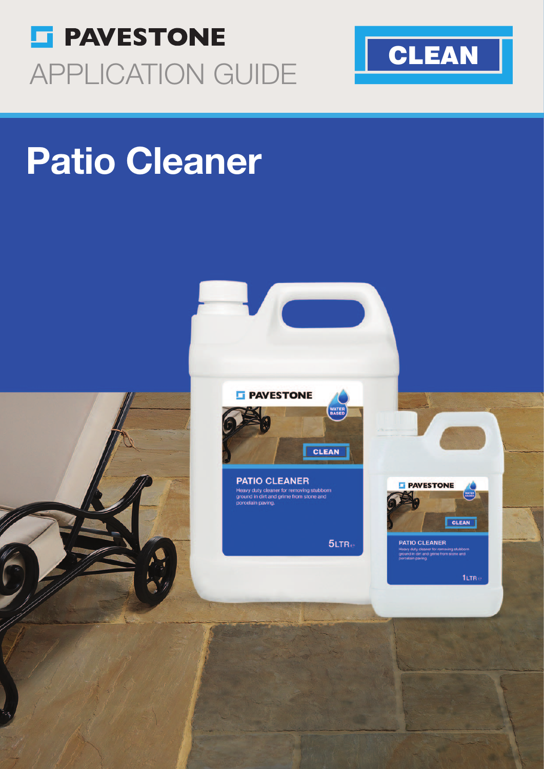# PAVESTONE

APPLICATION GUIDE

CLEAN

# Patio Cleaner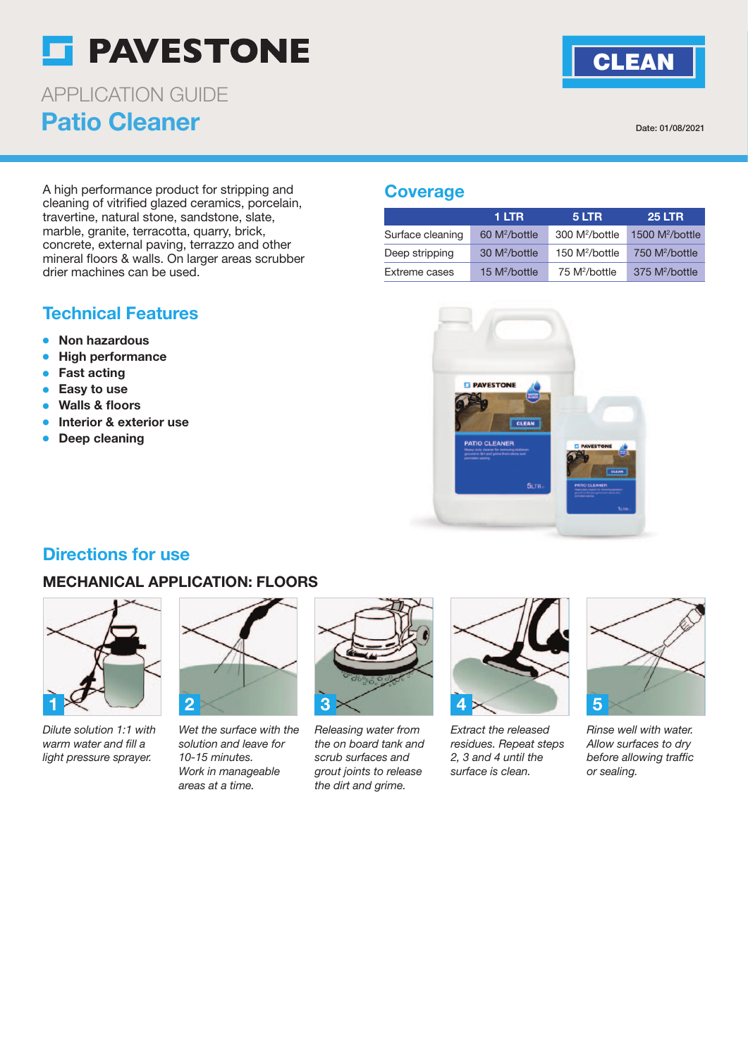# PAVESTONE

CLEAN

APPLICATION GUIDE

## Patio Cleaner

Date: 01/08/2021

A high performance product for stripping and cleaning of vitrified glazed ceramics, porcelain, travertine, natural stone, sandstone, slate, marble, granite, terracotta, quarry, brick, concrete, external paving, terrazzo and other mineral floors & walls. On larger areas scrubber drier machines can be used.

## Coverage

| | 1 LTR | 5 LTR | 25 LTR |
|---|---|---|---|
| Surface cleaning | 60 $M^2$/bottle | 300 $M^2$/bottle | 1500 $M^2$/bottle |
| Deep stripping | 30 $M^2$/bottle | 150 $M^2$/bottle | 750 $M^2$/bottle |
| Extreme cases | 15 $M^2$/bottle | 75 $M^2$/bottle | 375 $M^2$/bottle |

## Technical Features

- **Non hazardous**
- **High performance**
- **Fast acting**
- **Easy to use**
- **Walls & floors**
- **Interior & exterior use**
- **Deep cleaning**

## Directions for use

### MECHANICAL APPLICATION: FLOORS

1. *Dilute solution 1:1 with warm water and fill a light pressure sprayer.*
2. *Wet the surface with the solution and leave for 10-15 minutes. Work in manageable areas at a time.*
3. *Releasing water from the on board tank and scrub surfaces and grout joints to release the dirt and grime.*
4. *Extract the released residues. Repeat steps 2, 3 and 4 until the surface is clean.*
5. *Rinse well with water. Allow surfaces to dry before allowing traffic or sealing.*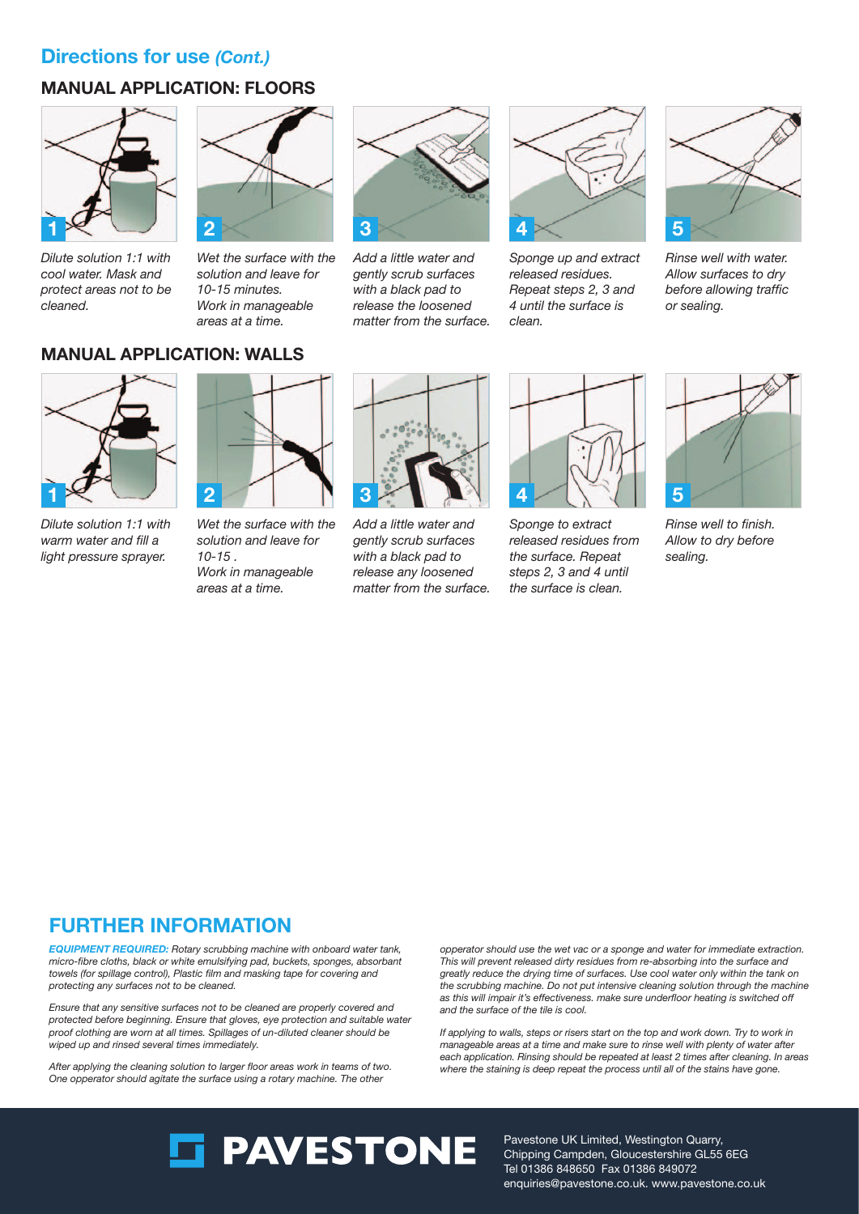## Directions for use *(Cont.)*

### MANUAL APPLICATION: FLOORS

1. *Dilute solution 1:1 with cool water. Mask and protect areas not to be cleaned.*
2. *Wet the surface with the solution and leave for 10-15 minutes. Work in manageable areas at a time.*
3. *Add a little water and gently scrub surfaces with a black pad to release the loosened matter from the surface.*
4. *Sponge up and extract released residues. Repeat steps 2, 3 and 4 until the surface is clean.*
5. *Rinse well with water. Allow surfaces to dry before allowing traffic or sealing.*

### MANUAL APPLICATION: WALLS

1. *Dilute solution 1:1 with warm water and fill a light pressure sprayer.*
2. *Wet the surface with the solution and leave for 10-15 . Work in manageable areas at a time.*
3. *Add a little water and gently scrub surfaces with a black pad to release any loosened matter from the surface.*
4. *Sponge to extract released residues from the surface. Repeat steps 2, 3 and 4 until the surface is clean.*
5. *Rinse well to finish. Allow to dry before sealing.*

## FURTHER INFORMATION

***EQUIPMENT REQUIRED:*** *Rotary scrubbing machine with onboard water tank, micro-fibre cloths, black or white emulsifying pad, buckets, sponges, absorbant towels (for spillage control), Plastic film and masking tape for covering and protecting any surfaces not to be cleaned.*

*Ensure that any sensitive surfaces not to be cleaned are properly covered and protected before beginning. Ensure that gloves, eye protection and suitable water proof clothing are worn at all times. Spillages of un-diluted cleaner should be wiped up and rinsed several times immediately.*

*After applying the cleaning solution to larger floor areas work in teams of two. One opperator should agitate the surface using a rotary machine. The other opperator should use the wet vac or a sponge and water for immediate extraction. This will prevent released dirty residues from re-absorbing into the surface and greatly reduce the drying time of surfaces. Use cool water only within the tank on the scrubbing machine. Do not put intensive cleaning solution through the machine as this will impair it's effectiveness. make sure underfloor heating is switched off and the surface of the tile is cool.*

*If applying to walls, steps or risers start on the top and work down. Try to work in manageable areas at a time and make sure to rinse well with plenty of water after each application. Rinsing should be repeated at least 2 times after cleaning. In areas where the staining is deep repeat the process until all of the stains have gone.*

**PAVESTONE**

Pavestone UK Limited, Westington Quarry,
Chipping Campden, Gloucestershire GL55 6EG
Tel 01386 848650 Fax 01386 849072
enquiries@pavestone.co.uk. www.pavestone.co.uk